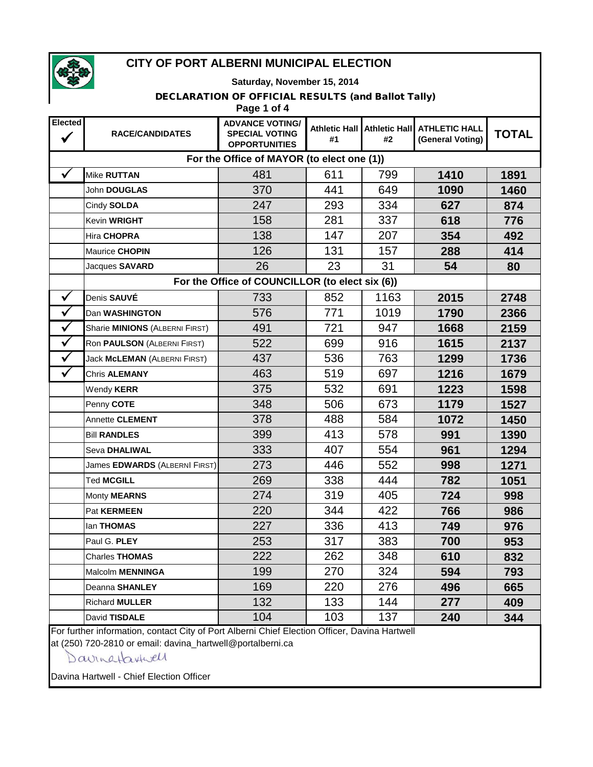# CITY OF PORT ALBERNI MUNICIPAL ELECTION

**Saturday, November 15, 2014**

**DECLARATION OF OFFICIAL RESULTS (and Ballot Tally)**

| Elected ✓ | RACE/CANDIDATES | ADVANCE VOTING/ SPECIAL VOTING OPPORTUNITIES | Athletic Hall #1 | Athletic Hall #2 | ATHLETIC HALL (General Voting) | TOTAL |
|---|---|---|---|---|---|---|
| | **For the Office of MAYOR (to elect one (1))** | | | | | |
| ✓ | Mike **RUTTAN** | 481 | 611 | 799 | **1410** | **1891** |
| | John **DOUGLAS** | 370 | 441 | 649 | **1090** | **1460** |
| | Cindy **SOLDA** | 247 | 293 | 334 | **627** | **874** |
| | Kevin **WRIGHT** | 158 | 281 | 337 | **618** | **776** |
| | Hira **CHOPRA** | 138 | 147 | 207 | **354** | **492** |
| | Maurice **CHOPIN** | 126 | 131 | 157 | **288** | **414** |
| | Jacques **SAVARD** | 26 | 23 | 31 | **54** | **80** |
| | **For the Office of COUNCILLOR (to elect six (6))** | | | | | |
| ✓ | Denis **SAUVÉ** | 733 | 852 | 1163 | **2015** | **2748** |
| ✓ | Dan **WASHINGTON** | 576 | 771 | 1019 | **1790** | **2366** |
| ✓ | Sharie **MINIONS** (ALBERNI FIRST) | 491 | 721 | 947 | **1668** | **2159** |
| ✓ | Ron **PAULSON** (ALBERNI FIRST) | 522 | 699 | 916 | **1615** | **2137** |
| ✓ | Jack **McLEMAN** (ALBERNI FIRST) | 437 | 536 | 763 | **1299** | **1736** |
| ✓ | Chris **ALEMANY** | 463 | 519 | 697 | **1216** | **1679** |
| | Wendy **KERR** | 375 | 532 | 691 | **1223** | **1598** |
| | Penny **COTE** | 348 | 506 | 673 | **1179** | **1527** |
| | Annette **CLEMENT** | 378 | 488 | 584 | **1072** | **1450** |
| | Bill **RANDLES** | 399 | 413 | 578 | **991** | **1390** |
| | Seva **DHALIWAL** | 333 | 407 | 554 | **961** | **1294** |
| | James **EDWARDS** (ALBERNI FIRST) | 273 | 446 | 552 | **998** | **1271** |
| | Ted **MCGILL** | 269 | 338 | 444 | **782** | **1051** |
| | Monty **MEARNS** | 274 | 319 | 405 | **724** | **998** |
| | Pat **KERMEEN** | 220 | 344 | 422 | **766** | **986** |
| | Ian **THOMAS** | 227 | 336 | 413 | **749** | **976** |
| | Paul G. **PLEY** | 253 | 317 | 383 | **700** | **953** |
| | Charles **THOMAS** | 222 | 262 | 348 | **610** | **832** |
| | Malcolm **MENNINGA** | 199 | 270 | 324 | **594** | **793** |
| | Deanna **SHANLEY** | 169 | 220 | 276 | **496** | **665** |
| | Richard **MULLER** | 132 | 133 | 144 | **277** | **409** |
| | David **TISDALE** | 104 | 103 | 137 | **240** | **344** |

For further information, contact City of Port Alberni Chief Election Officer, Davina Hartwell at (250) 720-2810 or email: davina_hartwell@portalberni.ca

Davina Hartwell

Davina Hartwell - Chief Election Officer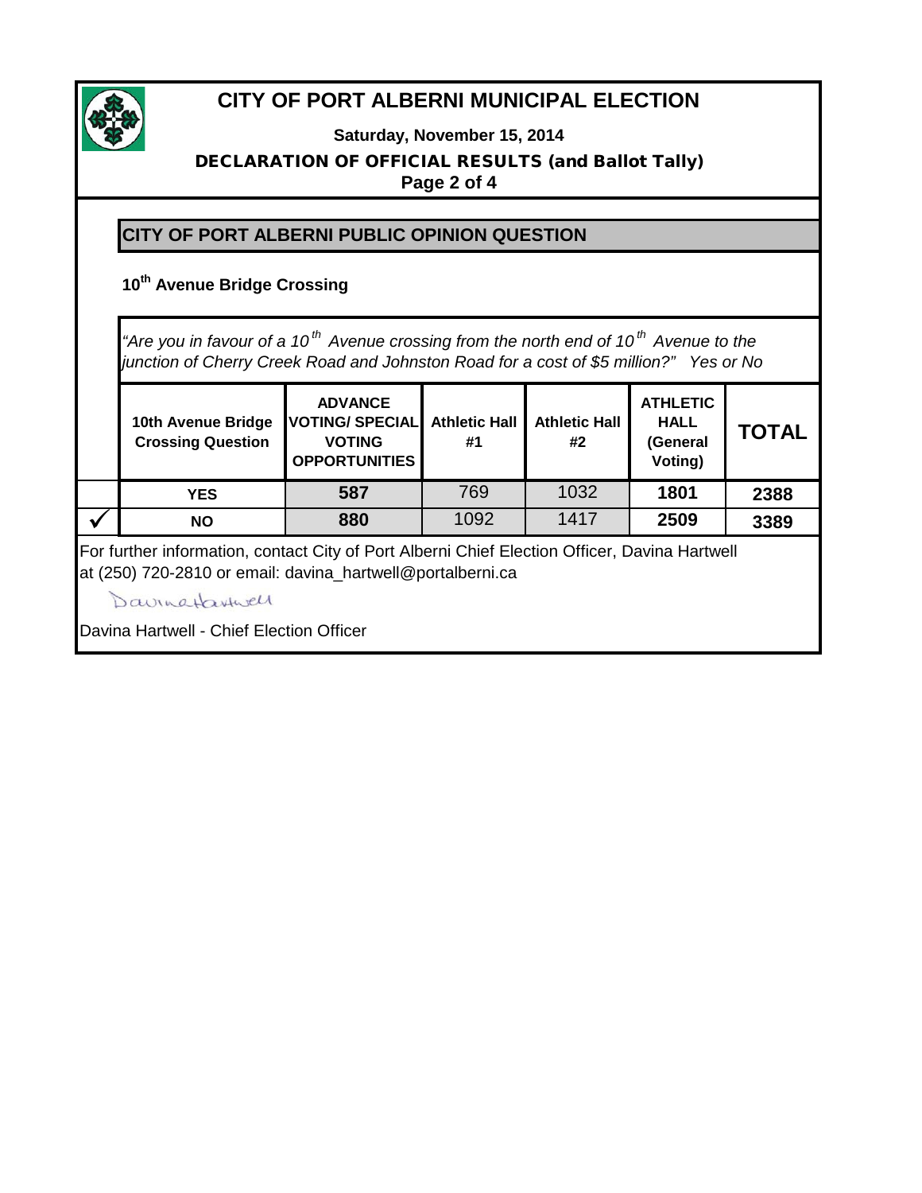# CITY OF PORT ALBERNI MUNICIPAL ELECTION

**Saturday, November 15, 2014**

**DECLARATION OF OFFICIAL RESULTS (and Ballot Tally)**

## CITY OF PORT ALBERNI PUBLIC OPINION QUESTION

### 10th Avenue Bridge Crossing

*"Are you in favour of a 10th Avenue crossing from the north end of 10th Avenue to the junction of Cherry Creek Road and Johnston Road for a cost of $5 million?" Yes or No*

| | 10th Avenue Bridge Crossing Question | ADVANCE VOTING/ SPECIAL VOTING OPPORTUNITIES | Athletic Hall #1 | Athletic Hall #2 | ATHLETIC HALL (General Voting) | TOTAL |
|---|---|---|---|---|---|---|
| | YES | 587 | 769 | 1032 | 1801 | 2388 |
| ✓ | NO | 880 | 1092 | 1417 | 2509 | 3389 |

For further information, contact City of Port Alberni Chief Election Officer, Davina Hartwell at (250) 720-2810 or email: davina_hartwell@portalberni.ca

Davina Hartwell

Davina Hartwell - Chief Election Officer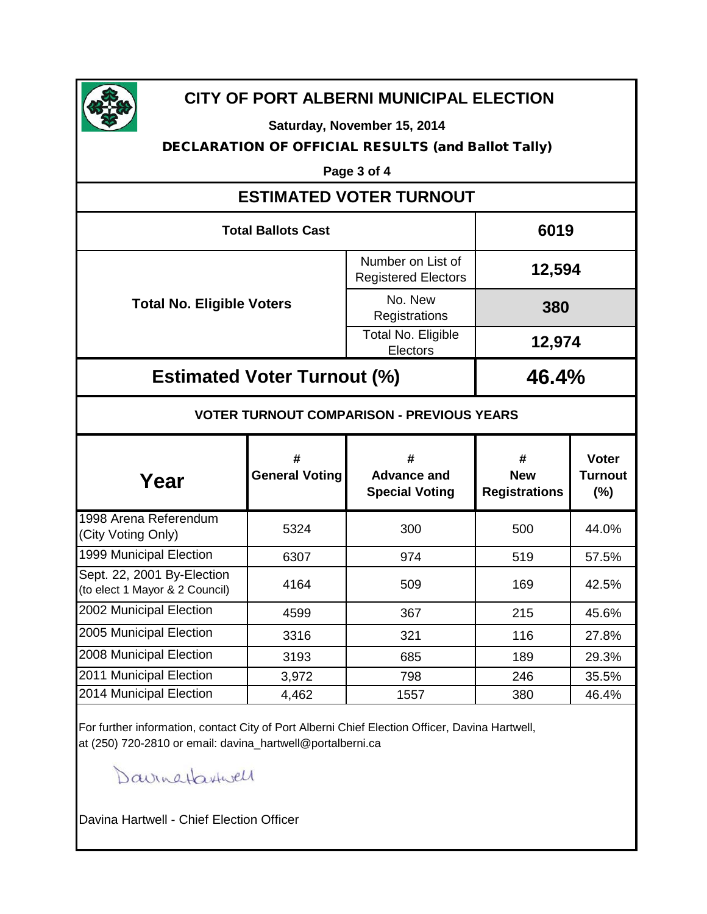# CITY OF PORT ALBERNI MUNICIPAL ELECTION

**Saturday, November 15, 2014**

**DECLARATION OF OFFICIAL RESULTS (and Ballot Tally)**

## ESTIMATED VOTER TURNOUT

| | | |
|---|---|---|
| **Total Ballots Cast** | | **6019** |
| **Total No. Eligible Voters** | Number on List of Registered Electors | **12,594** |
| | No. New Registrations | **380** |
| | Total No. Eligible Electors | **12,974** |
| **Estimated Voter Turnout (%)** | | **46.4%** |

### VOTER TURNOUT COMPARISON - PREVIOUS YEARS

| Year | # General Voting | # Advance and Special Voting | # New Registrations | Voter Turnout (%) |
|---|---|---|---|---|
| 1998 Arena Referendum (City Voting Only) | 5324 | 300 | 500 | 44.0% |
| 1999 Municipal Election | 6307 | 974 | 519 | 57.5% |
| Sept. 22, 2001 By-Election (to elect 1 Mayor & 2 Council) | 4164 | 509 | 169 | 42.5% |
| 2002 Municipal Election | 4599 | 367 | 215 | 45.6% |
| 2005 Municipal Election | 3316 | 321 | 116 | 27.8% |
| 2008 Municipal Election | 3193 | 685 | 189 | 29.3% |
| 2011 Municipal Election | 3,972 | 798 | 246 | 35.5% |
| 2014 Municipal Election | 4,462 | 1557 | 380 | 46.4% |

For further information, contact City of Port Alberni Chief Election Officer, Davina Hartwell, at (250) 720-2810 or email: davina_hartwell@portalberni.ca

Davina Hartwell

Davina Hartwell - Chief Election Officer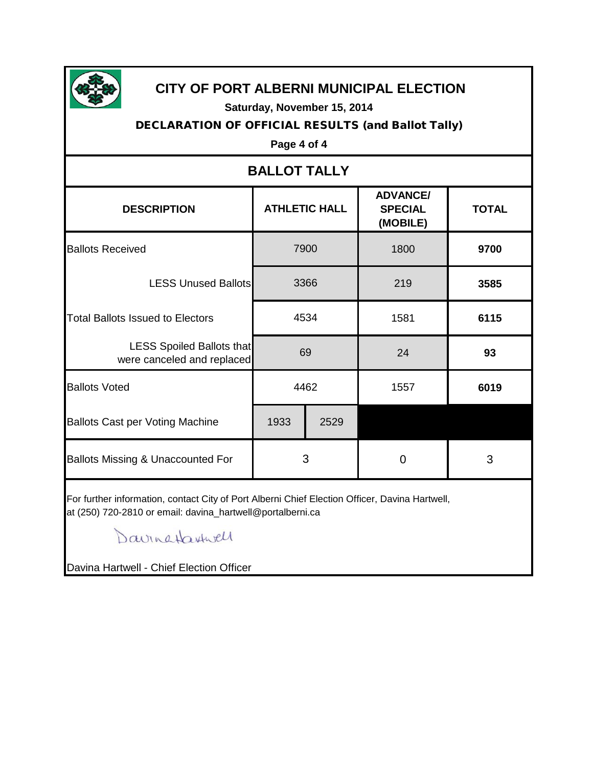# CITY OF PORT ALBERNI MUNICIPAL ELECTION

**Saturday, November 15, 2014**

**DECLARATION OF OFFICIAL RESULTS (and Ballot Tally)**

## BALLOT TALLY

| DESCRIPTION | ATHLETIC HALL | | ADVANCE/ SPECIAL (MOBILE) | TOTAL |
|---|---|---|---|---|
| Ballots Received | 7900 | | 1800 | **9700** |
| LESS Unused Ballots | 3366 | | 219 | **3585** |
| Total Ballots Issued to Electors | 4534 | | 1581 | **6115** |
| LESS Spoiled Ballots that were canceled and replaced | 69 | | 24 | **93** |
| Ballots Voted | 4462 | | 1557 | **6019** |
| Ballots Cast per Voting Machine | 1933 | 2529 | | |
| Ballots Missing & Unaccounted For | 3 | | 0 | 3 |

For further information, contact City of Port Alberni Chief Election Officer, Davina Hartwell, at (250) 720-2810 or email: davina_hartwell@portalberni.ca

Davina Hartwell - Chief Election Officer